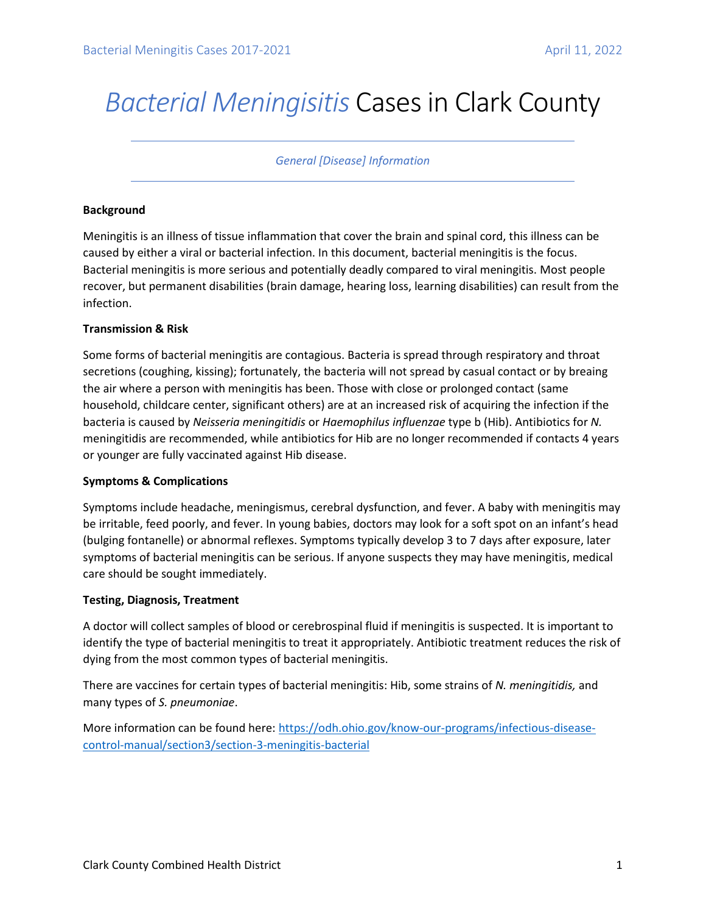# *Bacterial Meningisitis* Cases in Clark County

---

*General [Disease] Information*

---

**Background**

Meningitis is an illness of tissue inflammation that cover the brain and spinal cord, this illness can be caused by either a viral or bacterial infection. In this document, bacterial meningitis is the focus. Bacterial meningitis is more serious and potentially deadly compared to viral meningitis. Most people recover, but permanent disabilities (brain damage, hearing loss, learning disabilities) can result from the infection.

**Transmission & Risk**

Some forms of bacterial meningitis are contagious. Bacteria is spread through respiratory and throat secretions (coughing, kissing); fortunately, the bacteria will not spread by casual contact or by breaing the air where a person with meningitis has been. Those with close or prolonged contact (same household, childcare center, significant others) are at an increased risk of acquiring the infection if the bacteria is caused by *Neisseria meningitidis* or *Haemophilus influenzae* type b (Hib). Antibiotics for *N.* meningitidis are recommended, while antibiotics for Hib are no longer recommended if contacts 4 years or younger are fully vaccinated against Hib disease.

**Symptoms & Complications**

Symptoms include headache, meningismus, cerebral dysfunction, and fever. A baby with meningitis may be irritable, feed poorly, and fever. In young babies, doctors may look for a soft spot on an infant's head (bulging fontanelle) or abnormal reflexes. Symptoms typically develop 3 to 7 days after exposure, later symptoms of bacterial meningitis can be serious. If anyone suspects they may have meningitis, medical care should be sought immediately.

**Testing, Diagnosis, Treatment**

A doctor will collect samples of blood or cerebrospinal fluid if meningitis is suspected. It is important to identify the type of bacterial meningitis to treat it appropriately. Antibiotic treatment reduces the risk of dying from the most common types of bacterial meningitis.

There are vaccines for certain types of bacterial meningitis: Hib, some strains of *N. meningitidis,* and many types of *S. pneumoniae*.

More information can be found here: [https://odh.ohio.gov/know-our-programs/infectious-disease-control-manual/section3/section-3-meningitis-bacterial](https://odh.ohio.gov/know-our-programs/infectious-disease-control-manual/section3/section-3-meningitis-bacterial)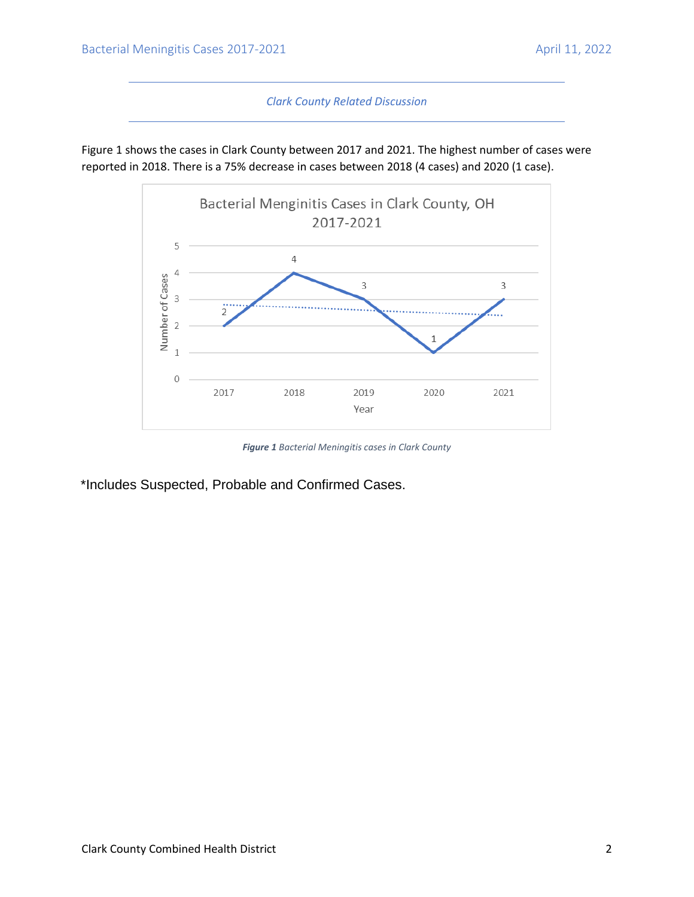*Clark County Related Discussion*

Figure 1 shows the cases in Clark County between 2017 and 2021. The highest number of cases were reported in 2018. There is a 75% decrease in cases between 2018 (4 cases) and 2020 (1 case).

Bacterial Menginitis Cases in Clark County, OH
2017-2021

Number of Cases
5
4
3
2
1
0

2
4
3
1
3

2017
2018
2019
2020
2021
Year

***Figure 1*** *Bacterial Meningitis cases in Clark County*

*Includes Suspected, Probable and Confirmed Cases.